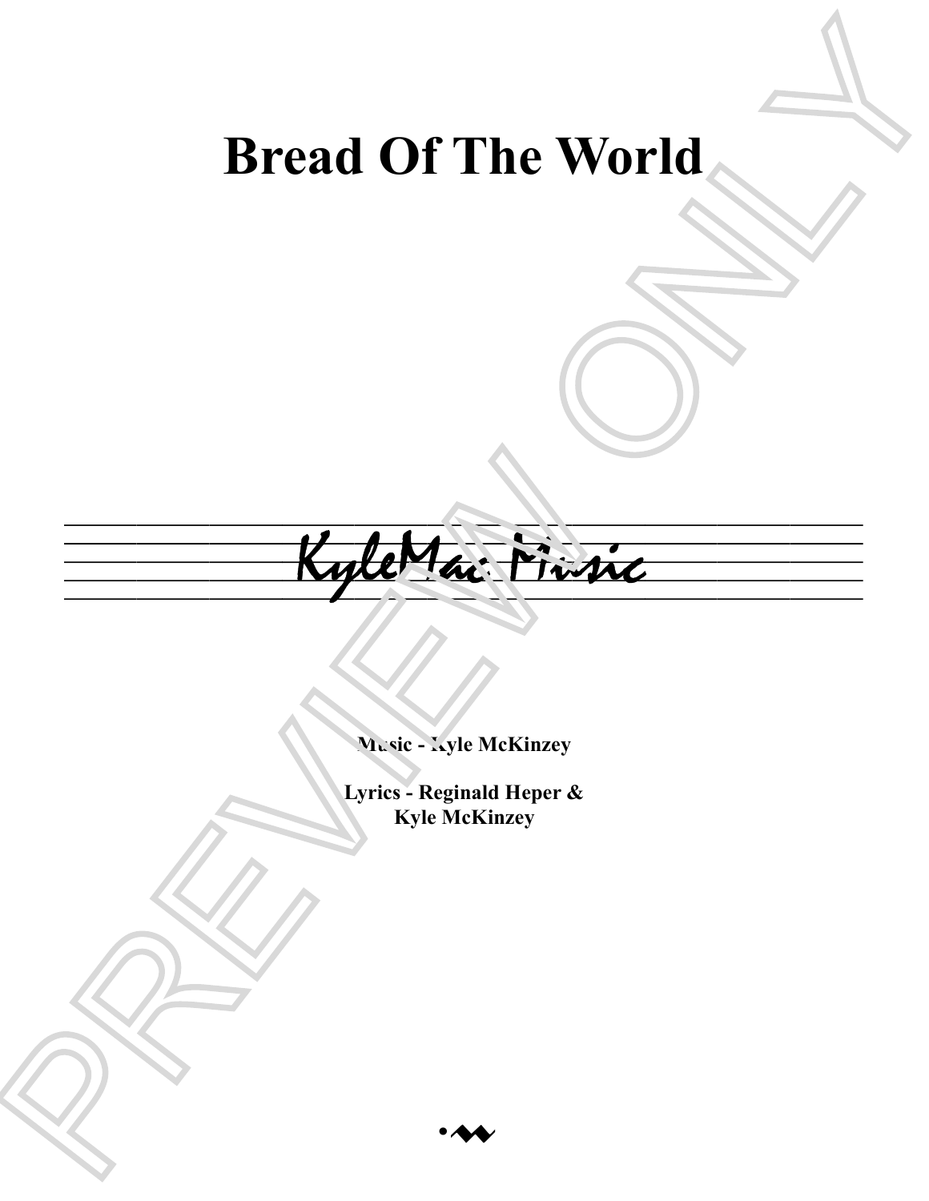# Bread Of The World

KyleMac Music

**Music - Kyle McKinzey**

**Lyrics - Reginald Heper & Kyle McKinzey**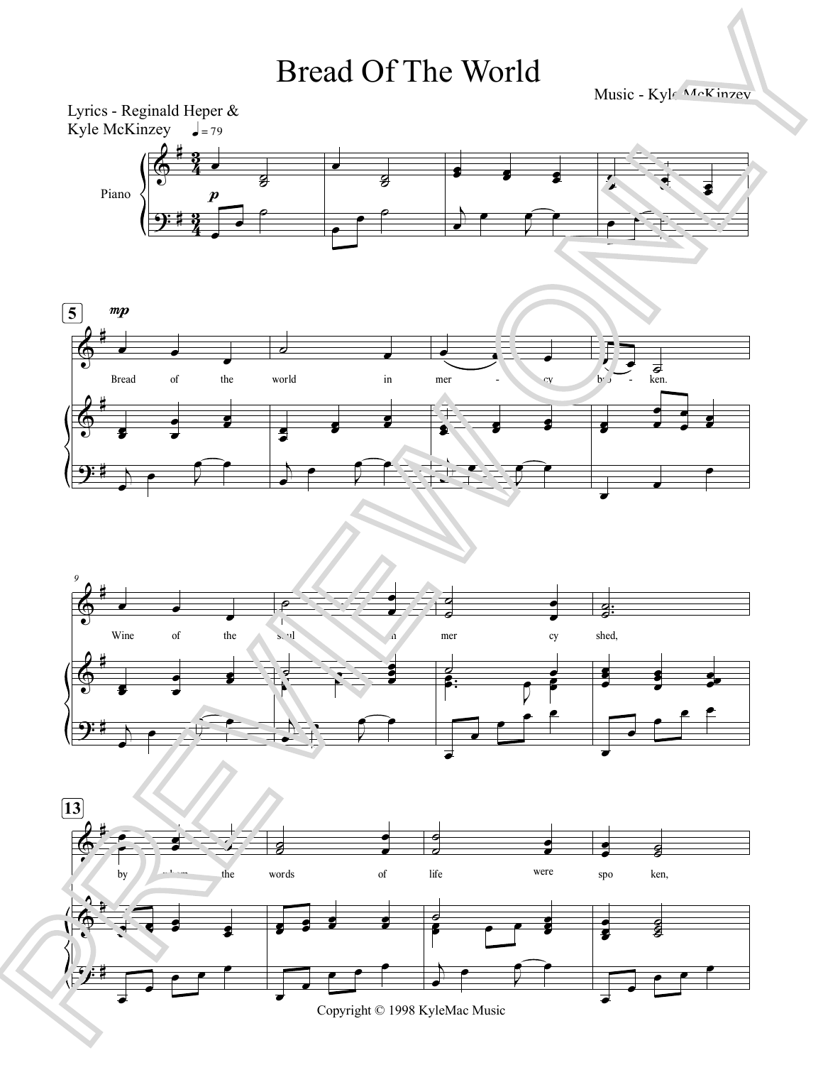# Bread Of The World

Lyrics - Reginald Heper & Kyle McKinzey

Music - Kyle McKinzey

♩ = 79

Piano

Bread of the world in mer - cy bro - ken.

Wine of the soul in mer cy shed,

by whom the words of life were spo ken,

Copyright © 1998 KyleMac Music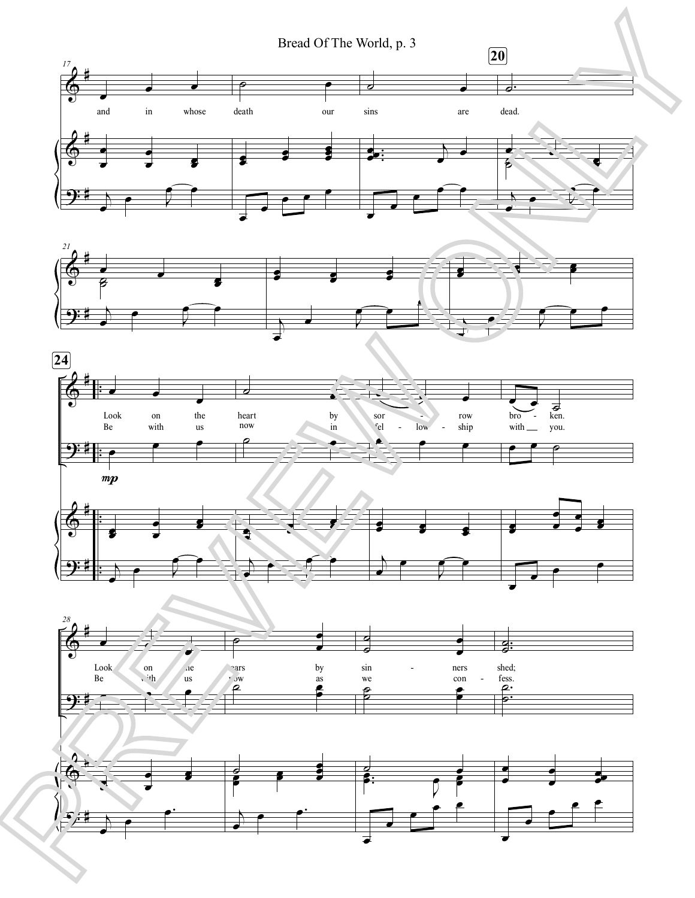17

and in whose death our sins are dead.

**20**

21

**24**

Look on the heart by sor - row bro - ken.
Be with us now in fel - low - ship with you.

*mp*

28

Look on the tears by sin - ners shed;
Be with us now as we con - fess.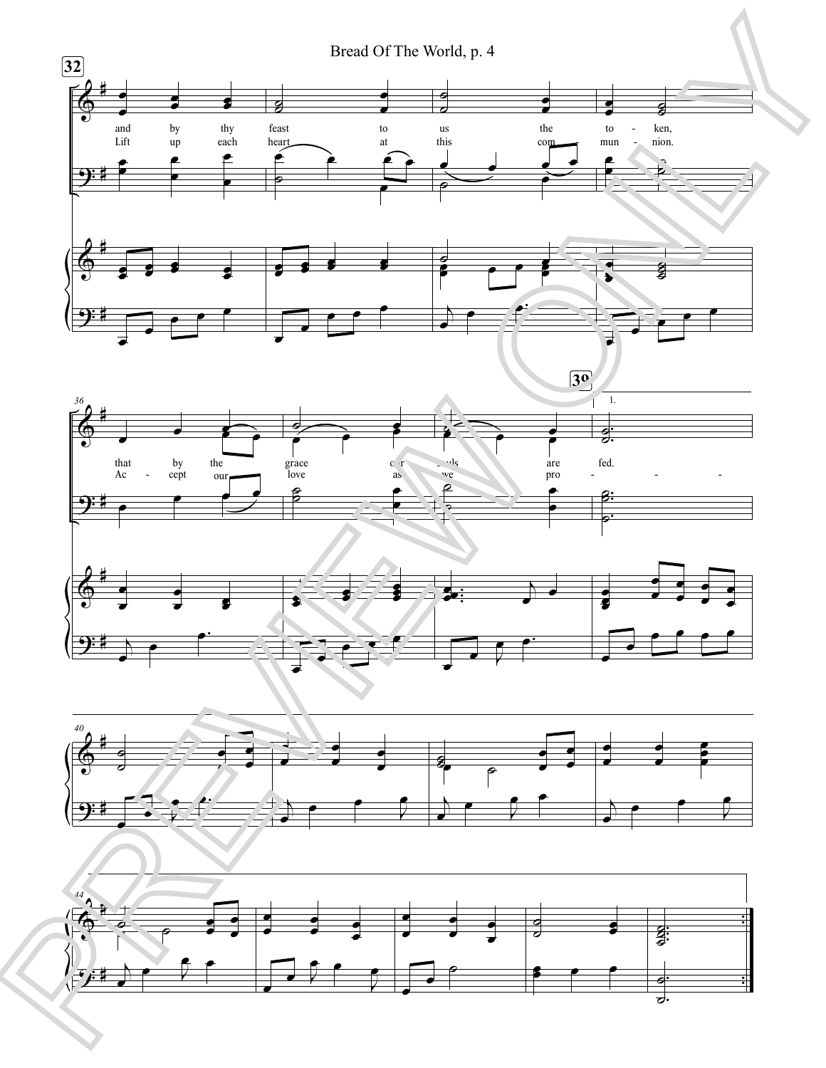32

and by thy feast to us the to - ken,
Lift up each heart at this com - mun - nion.

36

that by the grace our souls are fed.
Ac - cept our love as we pro - - -

38

1.

40

44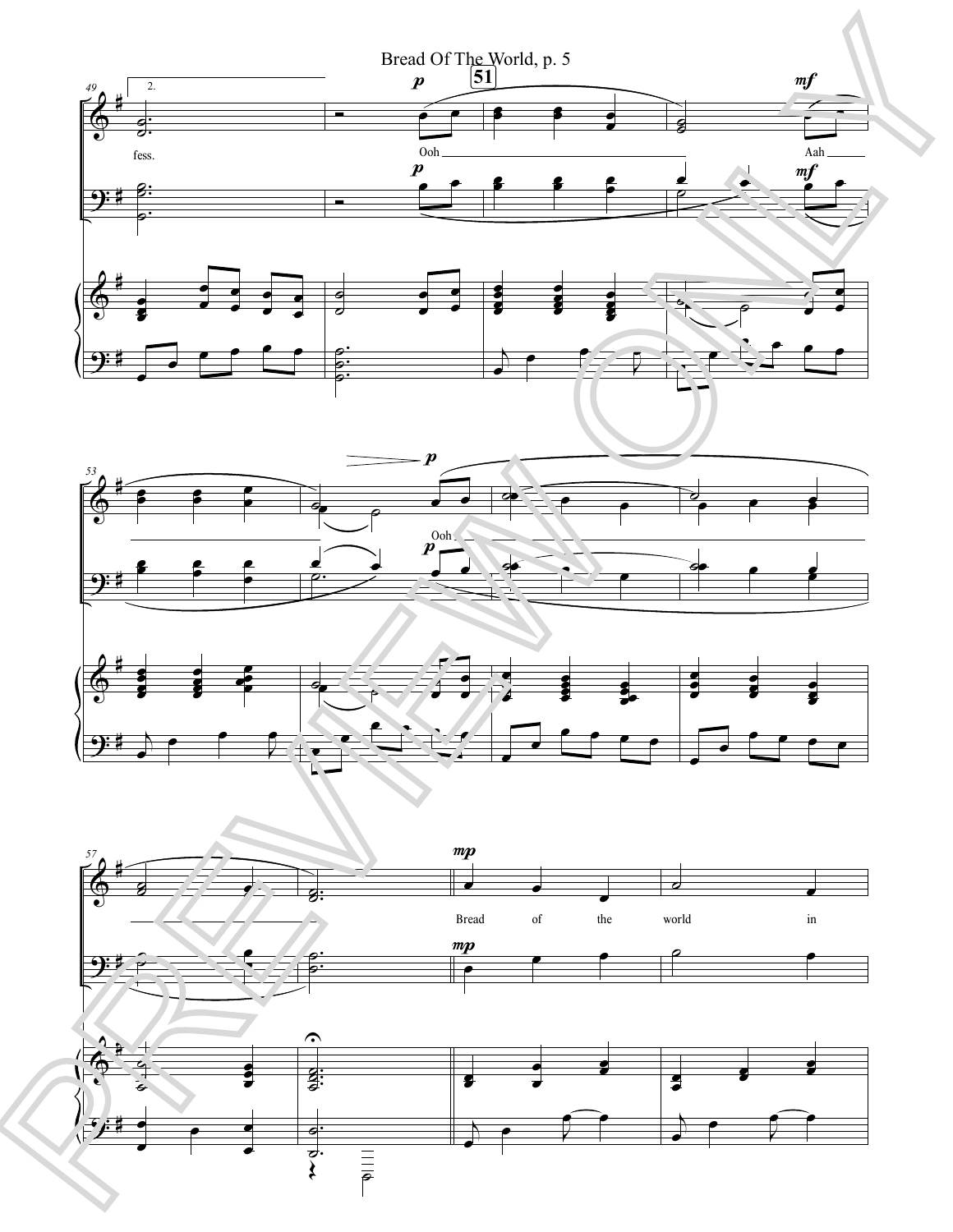Bread Of The World, p. 5

fess. Ooh Aah

Ooh

Bread of the world in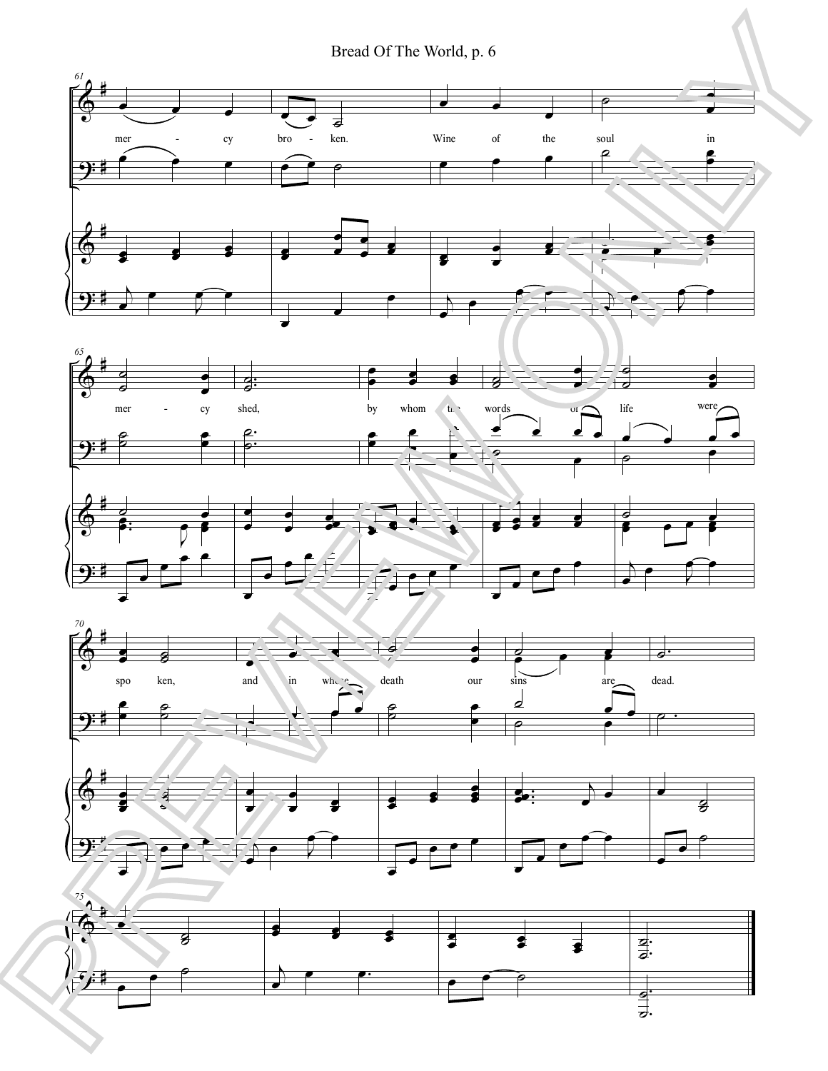mer - cy bro - ken. Wine of the soul in

mer - cy shed, by whom the words of life were

spo ken, and in whose death our sins are dead.